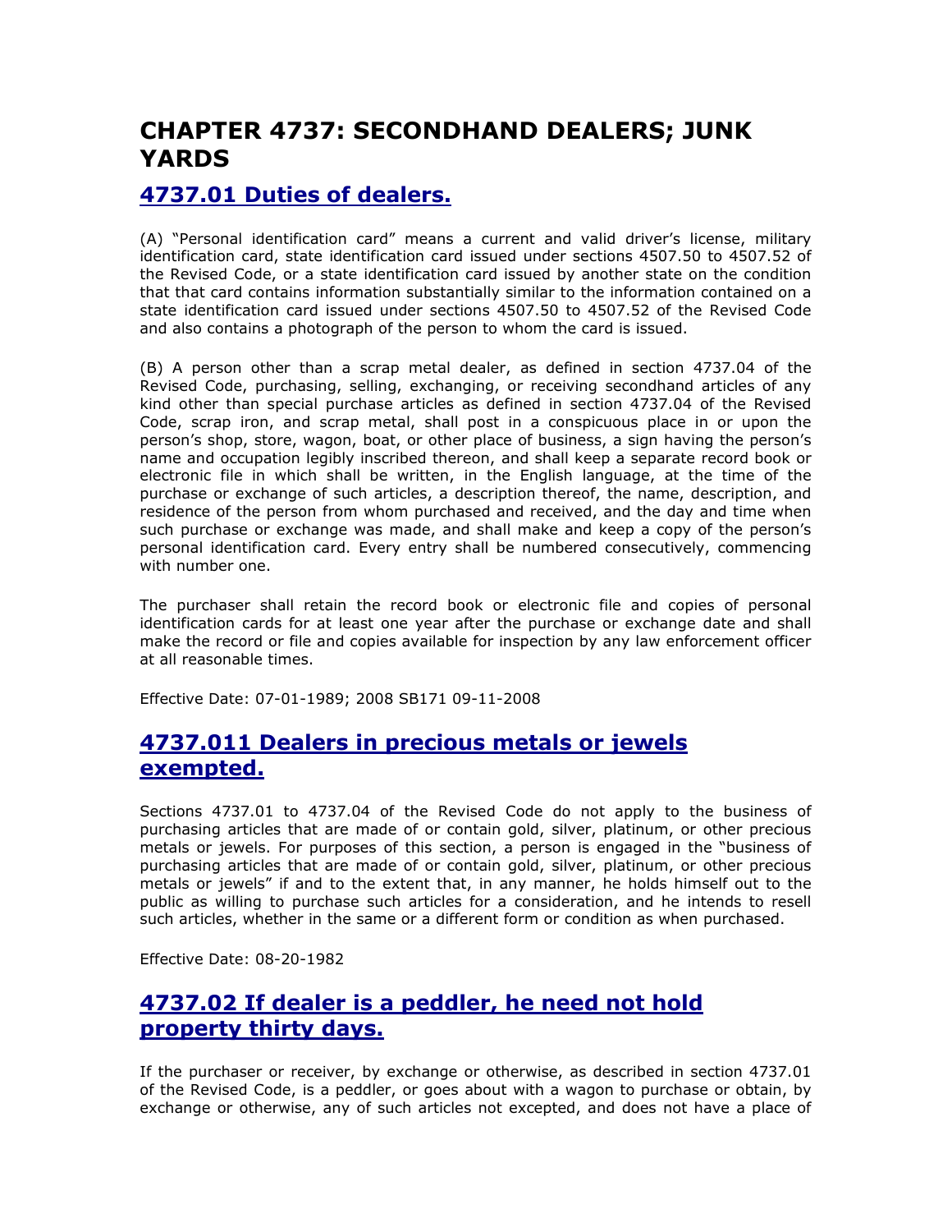# CHAPTER 4737: SECONDHAND DEALERS; JUNK YARDS

## 4737.01 Duties of dealers.

(A) "Personal identification card" means a current and valid driver's license, military identification card, state identification card issued under sections 4507.50 to 4507.52 of the Revised Code, or a state identification card issued by another state on the condition that that card contains information substantially similar to the information contained on a state identification card issued under sections 4507.50 to 4507.52 of the Revised Code and also contains a photograph of the person to whom the card is issued.

(B) A person other than a scrap metal dealer, as defined in section 4737.04 of the Revised Code, purchasing, selling, exchanging, or receiving secondhand articles of any kind other than special purchase articles as defined in section 4737.04 of the Revised Code, scrap iron, and scrap metal, shall post in a conspicuous place in or upon the person's shop, store, wagon, boat, or other place of business, a sign having the person's name and occupation legibly inscribed thereon, and shall keep a separate record book or electronic file in which shall be written, in the English language, at the time of the purchase or exchange of such articles, a description thereof, the name, description, and residence of the person from whom purchased and received, and the day and time when such purchase or exchange was made, and shall make and keep a copy of the person's personal identification card. Every entry shall be numbered consecutively, commencing with number one.

The purchaser shall retain the record book or electronic file and copies of personal identification cards for at least one year after the purchase or exchange date and shall make the record or file and copies available for inspection by any law enforcement officer at all reasonable times.

Effective Date: 07-01-1989; 2008 SB171 09-11-2008

## 4737.011 Dealers in precious metals or jewels exempted.

Sections 4737.01 to 4737.04 of the Revised Code do not apply to the business of purchasing articles that are made of or contain gold, silver, platinum, or other precious metals or jewels. For purposes of this section, a person is engaged in the "business of purchasing articles that are made of or contain gold, silver, platinum, or other precious metals or jewels" if and to the extent that, in any manner, he holds himself out to the public as willing to purchase such articles for a consideration, and he intends to resell such articles, whether in the same or a different form or condition as when purchased.

Effective Date: 08-20-1982

## 4737.02 If dealer is a peddler, he need not hold property thirty days.

If the purchaser or receiver, by exchange or otherwise, as described in section 4737.01 of the Revised Code, is a peddler, or goes about with a wagon to purchase or obtain, by exchange or otherwise, any of such articles not excepted, and does not have a place of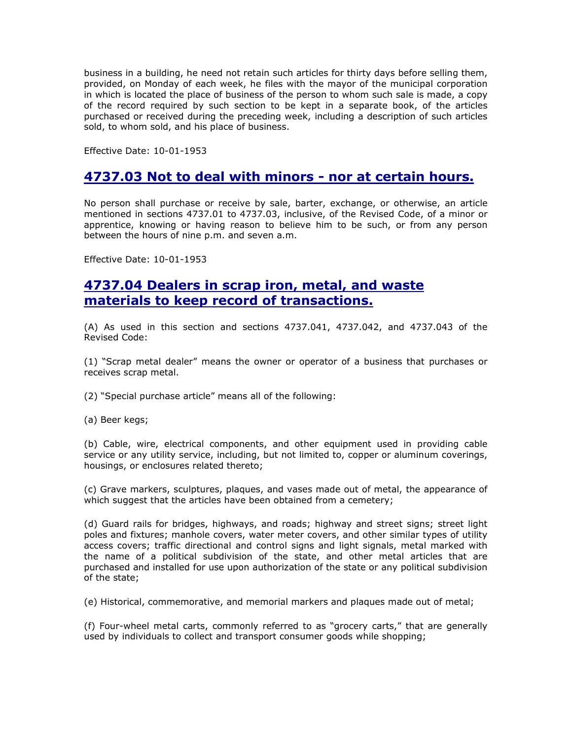business in a building, he need not retain such articles for thirty days before selling them, provided, on Monday of each week, he files with the mayor of the municipal corporation in which is located the place of business of the person to whom such sale is made, a copy of the record required by such section to be kept in a separate book, of the articles purchased or received during the preceding week, including a description of such articles sold, to whom sold, and his place of business.

Effective Date: 10-01-1953

## 4737.03 Not to deal with minors - nor at certain hours.

No person shall purchase or receive by sale, barter, exchange, or otherwise, an article mentioned in sections 4737.01 to 4737.03, inclusive, of the Revised Code, of a minor or apprentice, knowing or having reason to believe him to be such, or from any person between the hours of nine p.m. and seven a.m.

Effective Date: 10-01-1953

## 4737.04 Dealers in scrap iron, metal, and waste materials to keep record of transactions.

(A) As used in this section and sections 4737.041, 4737.042, and 4737.043 of the Revised Code:

(1) "Scrap metal dealer" means the owner or operator of a business that purchases or receives scrap metal.

(2) "Special purchase article" means all of the following:

(a) Beer kegs;

(b) Cable, wire, electrical components, and other equipment used in providing cable service or any utility service, including, but not limited to, copper or aluminum coverings, housings, or enclosures related thereto;

(c) Grave markers, sculptures, plaques, and vases made out of metal, the appearance of which suggest that the articles have been obtained from a cemetery;

(d) Guard rails for bridges, highways, and roads; highway and street signs; street light poles and fixtures; manhole covers, water meter covers, and other similar types of utility access covers; traffic directional and control signs and light signals, metal marked with the name of a political subdivision of the state, and other metal articles that are purchased and installed for use upon authorization of the state or any political subdivision of the state;

(e) Historical, commemorative, and memorial markers and plaques made out of metal;

(f) Four-wheel metal carts, commonly referred to as "grocery carts," that are generally used by individuals to collect and transport consumer goods while shopping;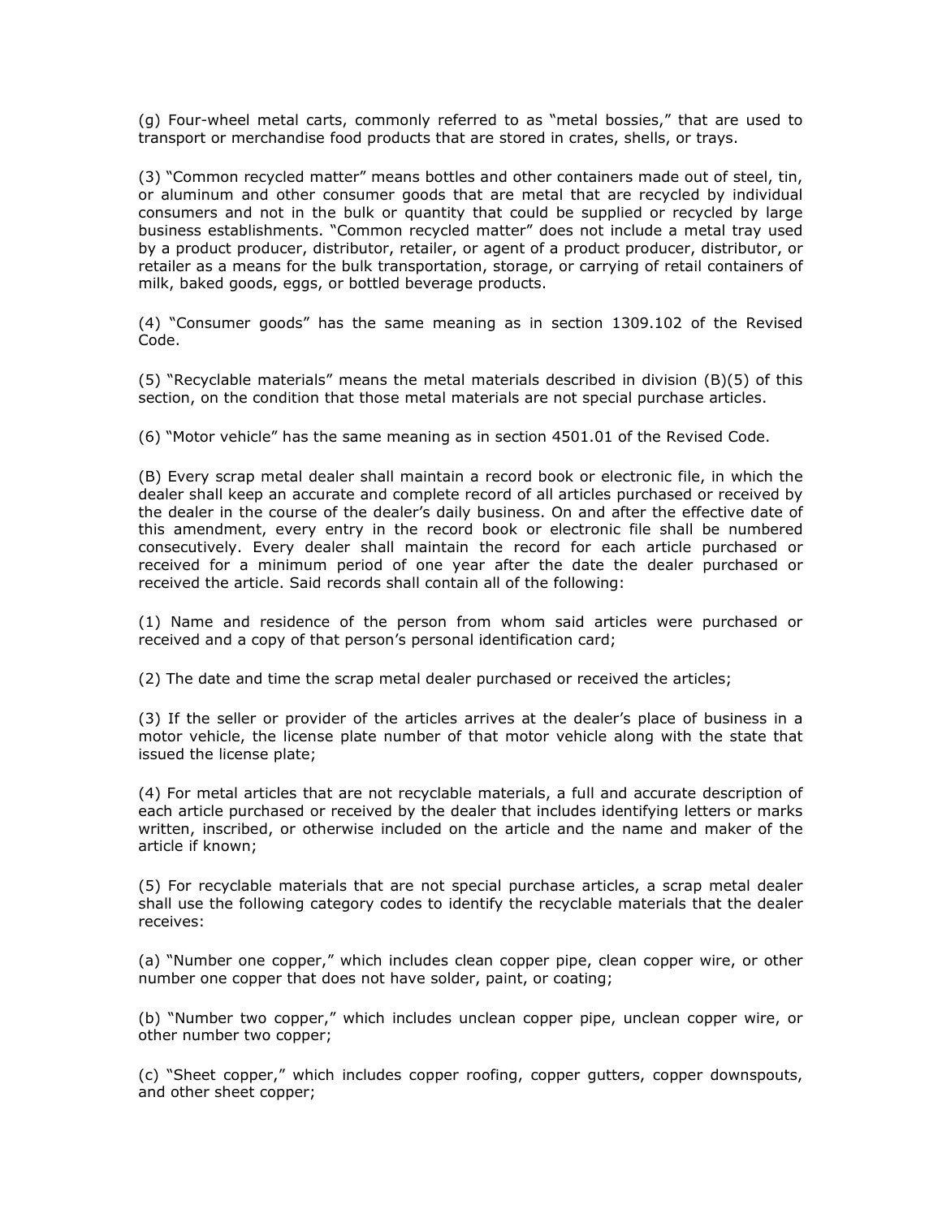(g) Four-wheel metal carts, commonly referred to as "metal bossies," that are used to transport or merchandise food products that are stored in crates, shells, or trays.

(3) "Common recycled matter" means bottles and other containers made out of steel, tin, or aluminum and other consumer goods that are metal that are recycled by individual consumers and not in the bulk or quantity that could be supplied or recycled by large business establishments. "Common recycled matter" does not include a metal tray used by a product producer, distributor, retailer, or agent of a product producer, distributor, or retailer as a means for the bulk transportation, storage, or carrying of retail containers of milk, baked goods, eggs, or bottled beverage products.

(4) "Consumer goods" has the same meaning as in section 1309.102 of the Revised Code.

(5) "Recyclable materials" means the metal materials described in division (B)(5) of this section, on the condition that those metal materials are not special purchase articles.

(6) "Motor vehicle" has the same meaning as in section 4501.01 of the Revised Code.

(B) Every scrap metal dealer shall maintain a record book or electronic file, in which the dealer shall keep an accurate and complete record of all articles purchased or received by the dealer in the course of the dealer's daily business. On and after the effective date of this amendment, every entry in the record book or electronic file shall be numbered consecutively. Every dealer shall maintain the record for each article purchased or received for a minimum period of one year after the date the dealer purchased or received the article. Said records shall contain all of the following:

(1) Name and residence of the person from whom said articles were purchased or received and a copy of that person's personal identification card;

(2) The date and time the scrap metal dealer purchased or received the articles;

(3) If the seller or provider of the articles arrives at the dealer's place of business in a motor vehicle, the license plate number of that motor vehicle along with the state that issued the license plate;

(4) For metal articles that are not recyclable materials, a full and accurate description of each article purchased or received by the dealer that includes identifying letters or marks written, inscribed, or otherwise included on the article and the name and maker of the article if known;

(5) For recyclable materials that are not special purchase articles, a scrap metal dealer shall use the following category codes to identify the recyclable materials that the dealer receives:

(a) "Number one copper," which includes clean copper pipe, clean copper wire, or other number one copper that does not have solder, paint, or coating;

(b) "Number two copper," which includes unclean copper pipe, unclean copper wire, or other number two copper;

(c) "Sheet copper," which includes copper roofing, copper gutters, copper downspouts, and other sheet copper;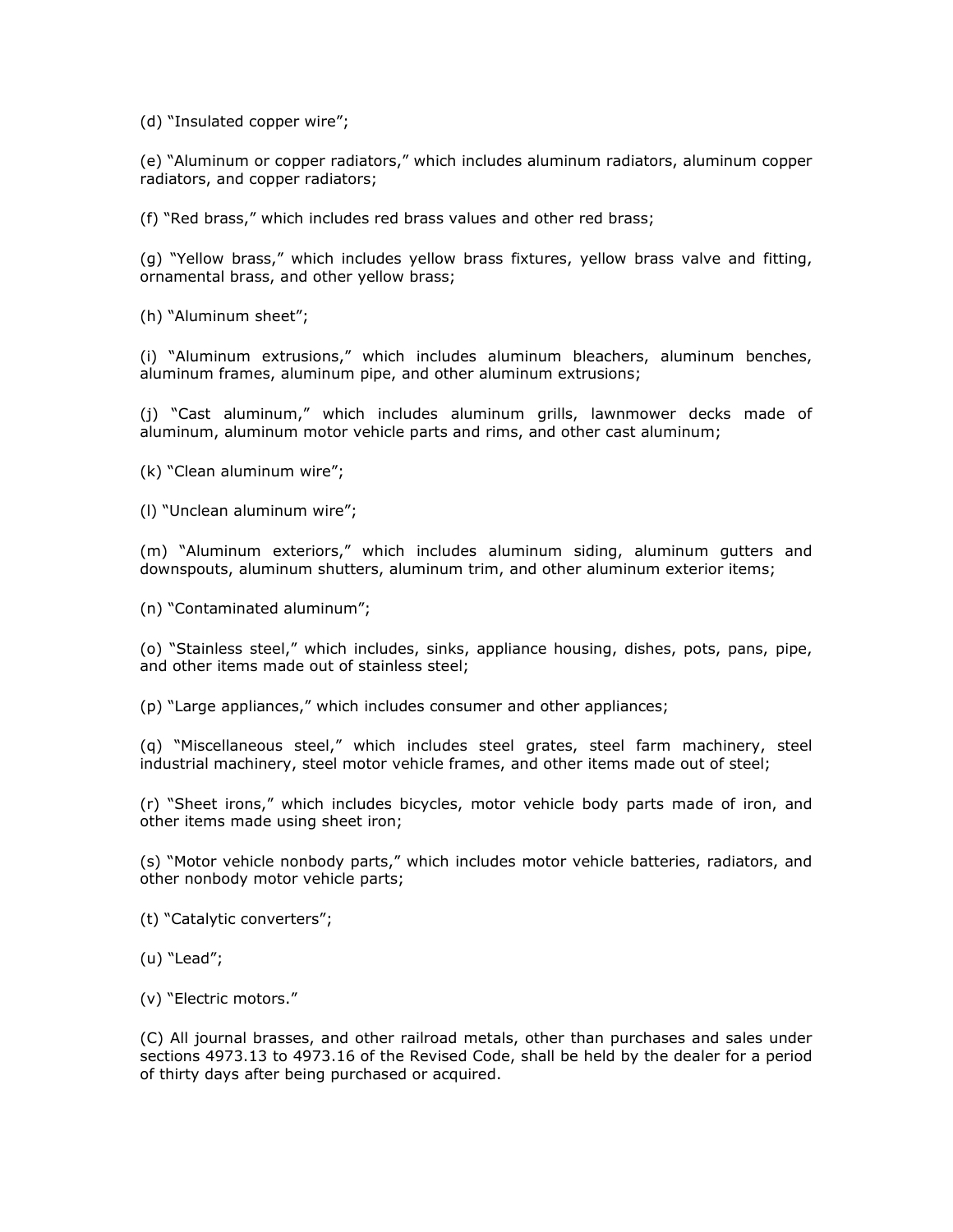(d) "Insulated copper wire";

(e) "Aluminum or copper radiators," which includes aluminum radiators, aluminum copper radiators, and copper radiators;

(f) "Red brass," which includes red brass values and other red brass;

(g) "Yellow brass," which includes yellow brass fixtures, yellow brass valve and fitting, ornamental brass, and other yellow brass;

(h) "Aluminum sheet";

(i) "Aluminum extrusions," which includes aluminum bleachers, aluminum benches, aluminum frames, aluminum pipe, and other aluminum extrusions;

(j) "Cast aluminum," which includes aluminum grills, lawnmower decks made of aluminum, aluminum motor vehicle parts and rims, and other cast aluminum;

(k) "Clean aluminum wire";

(l) "Unclean aluminum wire";

(m) "Aluminum exteriors," which includes aluminum siding, aluminum gutters and downspouts, aluminum shutters, aluminum trim, and other aluminum exterior items;

(n) "Contaminated aluminum";

(o) "Stainless steel," which includes, sinks, appliance housing, dishes, pots, pans, pipe, and other items made out of stainless steel;

(p) "Large appliances," which includes consumer and other appliances;

(q) "Miscellaneous steel," which includes steel grates, steel farm machinery, steel industrial machinery, steel motor vehicle frames, and other items made out of steel;

(r) "Sheet irons," which includes bicycles, motor vehicle body parts made of iron, and other items made using sheet iron;

(s) "Motor vehicle nonbody parts," which includes motor vehicle batteries, radiators, and other nonbody motor vehicle parts;

(t) "Catalytic converters";

(u) "Lead";

(v) "Electric motors."

(C) All journal brasses, and other railroad metals, other than purchases and sales under sections 4973.13 to 4973.16 of the Revised Code, shall be held by the dealer for a period of thirty days after being purchased or acquired.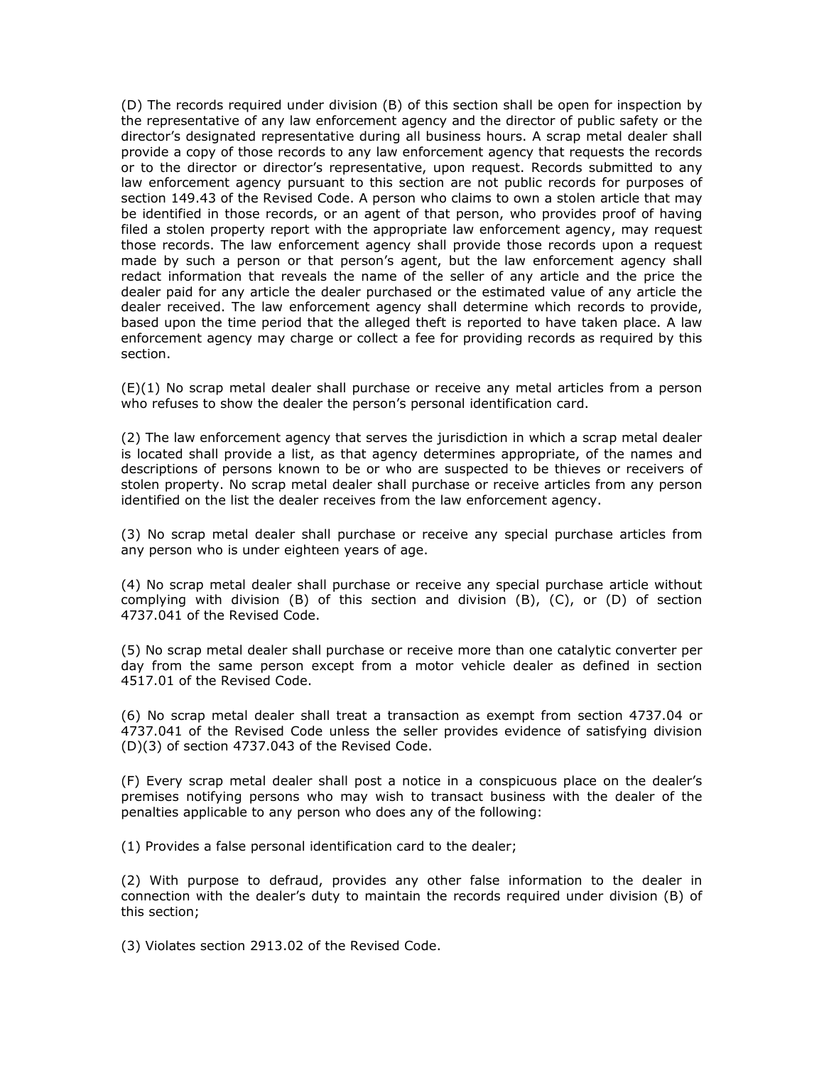(D) The records required under division (B) of this section shall be open for inspection by the representative of any law enforcement agency and the director of public safety or the director's designated representative during all business hours. A scrap metal dealer shall provide a copy of those records to any law enforcement agency that requests the records or to the director or director's representative, upon request. Records submitted to any law enforcement agency pursuant to this section are not public records for purposes of section 149.43 of the Revised Code. A person who claims to own a stolen article that may be identified in those records, or an agent of that person, who provides proof of having filed a stolen property report with the appropriate law enforcement agency, may request those records. The law enforcement agency shall provide those records upon a request made by such a person or that person's agent, but the law enforcement agency shall redact information that reveals the name of the seller of any article and the price the dealer paid for any article the dealer purchased or the estimated value of any article the dealer received. The law enforcement agency shall determine which records to provide, based upon the time period that the alleged theft is reported to have taken place. A law enforcement agency may charge or collect a fee for providing records as required by this section.

(E)(1) No scrap metal dealer shall purchase or receive any metal articles from a person who refuses to show the dealer the person's personal identification card.

(2) The law enforcement agency that serves the jurisdiction in which a scrap metal dealer is located shall provide a list, as that agency determines appropriate, of the names and descriptions of persons known to be or who are suspected to be thieves or receivers of stolen property. No scrap metal dealer shall purchase or receive articles from any person identified on the list the dealer receives from the law enforcement agency.

(3) No scrap metal dealer shall purchase or receive any special purchase articles from any person who is under eighteen years of age.

(4) No scrap metal dealer shall purchase or receive any special purchase article without complying with division (B) of this section and division (B), (C), or (D) of section 4737.041 of the Revised Code.

(5) No scrap metal dealer shall purchase or receive more than one catalytic converter per day from the same person except from a motor vehicle dealer as defined in section 4517.01 of the Revised Code.

(6) No scrap metal dealer shall treat a transaction as exempt from section 4737.04 or 4737.041 of the Revised Code unless the seller provides evidence of satisfying division (D)(3) of section 4737.043 of the Revised Code.

(F) Every scrap metal dealer shall post a notice in a conspicuous place on the dealer's premises notifying persons who may wish to transact business with the dealer of the penalties applicable to any person who does any of the following:

(1) Provides a false personal identification card to the dealer;

(2) With purpose to defraud, provides any other false information to the dealer in connection with the dealer's duty to maintain the records required under division (B) of this section;

(3) Violates section 2913.02 of the Revised Code.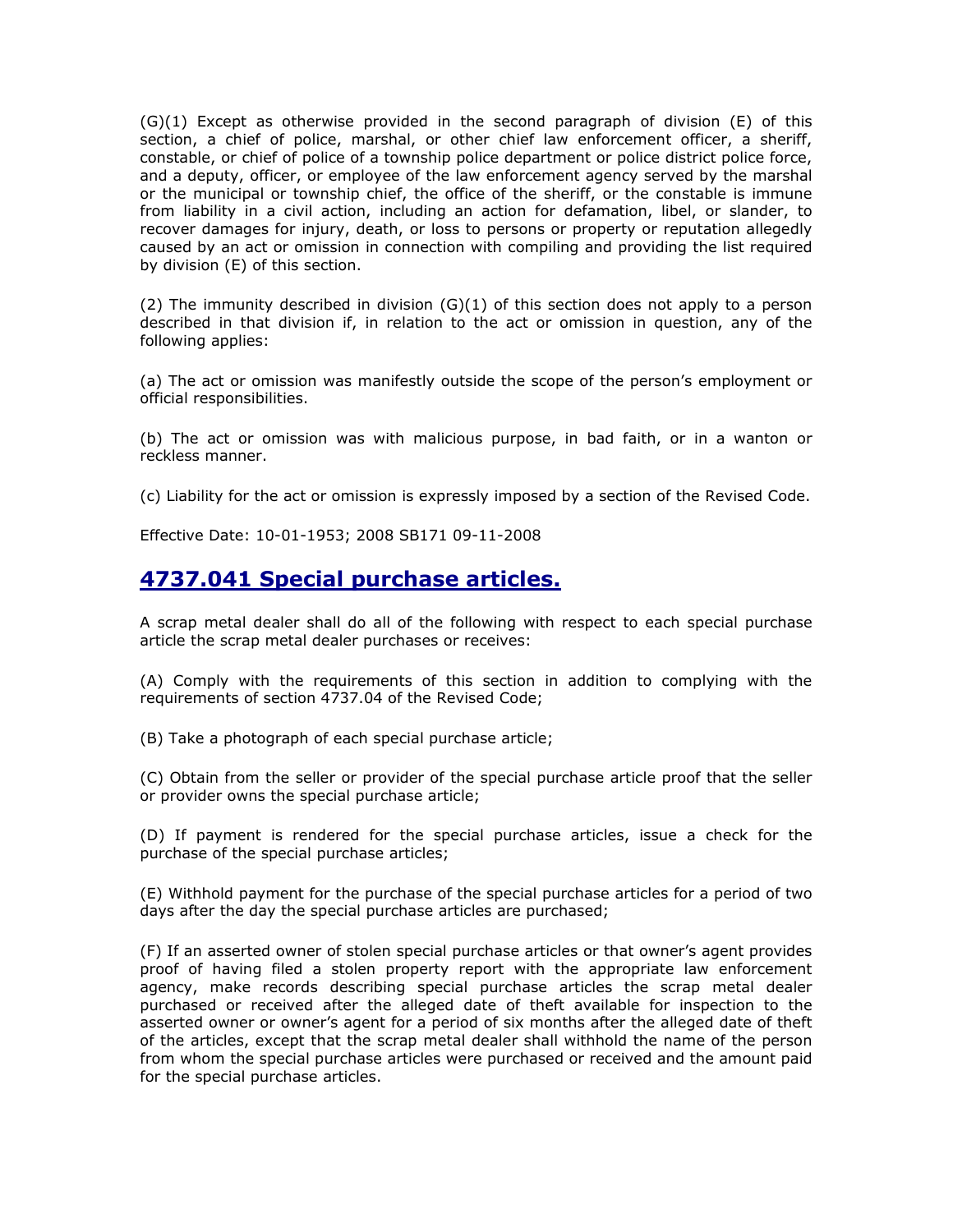(G)(1) Except as otherwise provided in the second paragraph of division (E) of this section, a chief of police, marshal, or other chief law enforcement officer, a sheriff, constable, or chief of police of a township police department or police district police force, and a deputy, officer, or employee of the law enforcement agency served by the marshal or the municipal or township chief, the office of the sheriff, or the constable is immune from liability in a civil action, including an action for defamation, libel, or slander, to recover damages for injury, death, or loss to persons or property or reputation allegedly caused by an act or omission in connection with compiling and providing the list required by division (E) of this section.

(2) The immunity described in division (G)(1) of this section does not apply to a person described in that division if, in relation to the act or omission in question, any of the following applies:

(a) The act or omission was manifestly outside the scope of the person's employment or official responsibilities.

(b) The act or omission was with malicious purpose, in bad faith, or in a wanton or reckless manner.

(c) Liability for the act or omission is expressly imposed by a section of the Revised Code.

Effective Date: 10-01-1953; 2008 SB171 09-11-2008

## 4737.041 Special purchase articles.

A scrap metal dealer shall do all of the following with respect to each special purchase article the scrap metal dealer purchases or receives:

(A) Comply with the requirements of this section in addition to complying with the requirements of section 4737.04 of the Revised Code;

(B) Take a photograph of each special purchase article;

(C) Obtain from the seller or provider of the special purchase article proof that the seller or provider owns the special purchase article;

(D) If payment is rendered for the special purchase articles, issue a check for the purchase of the special purchase articles;

(E) Withhold payment for the purchase of the special purchase articles for a period of two days after the day the special purchase articles are purchased;

(F) If an asserted owner of stolen special purchase articles or that owner's agent provides proof of having filed a stolen property report with the appropriate law enforcement agency, make records describing special purchase articles the scrap metal dealer purchased or received after the alleged date of theft available for inspection to the asserted owner or owner's agent for a period of six months after the alleged date of theft of the articles, except that the scrap metal dealer shall withhold the name of the person from whom the special purchase articles were purchased or received and the amount paid for the special purchase articles.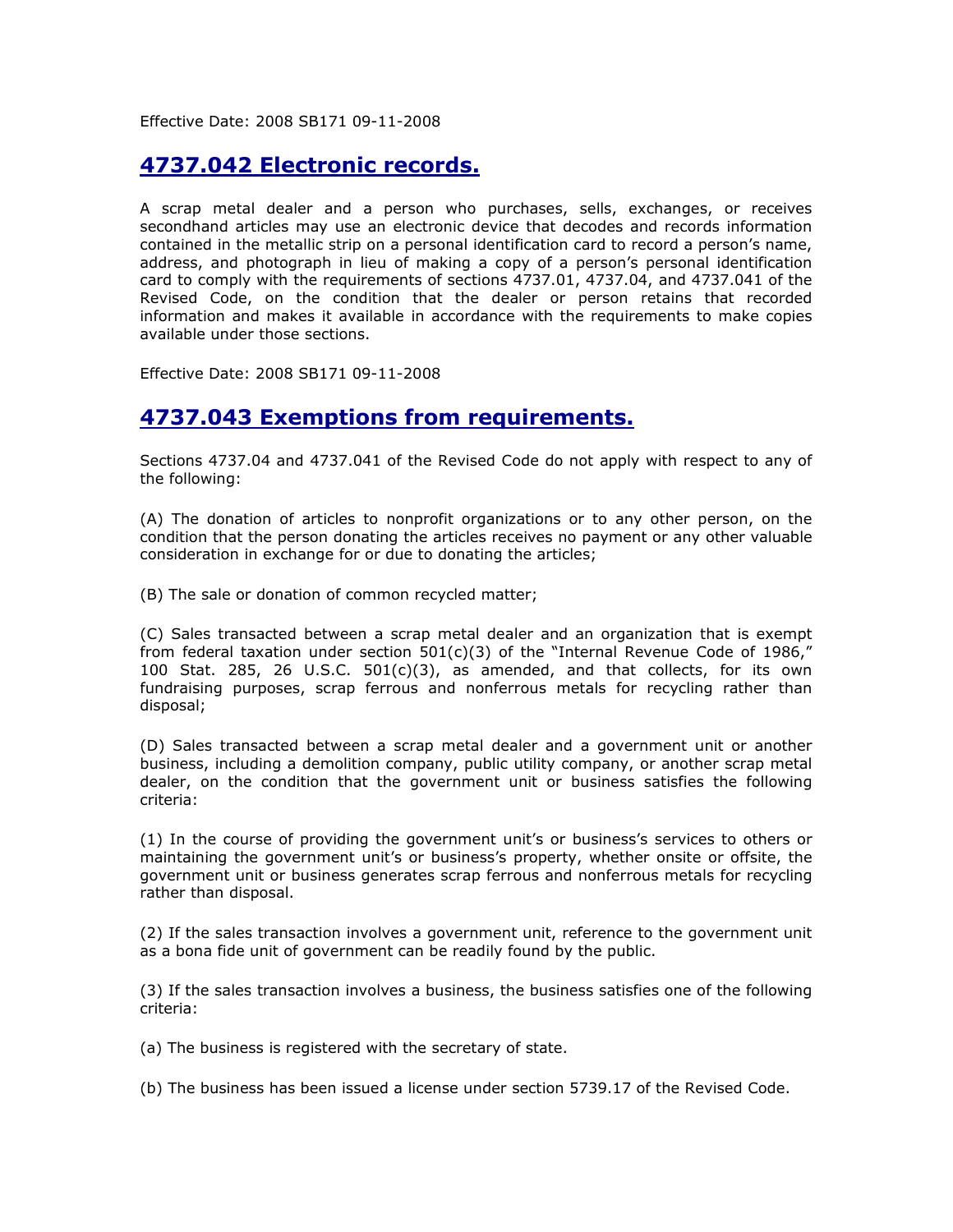Effective Date: 2008 SB171 09-11-2008

## 4737.042 Electronic records.

A scrap metal dealer and a person who purchases, sells, exchanges, or receives secondhand articles may use an electronic device that decodes and records information contained in the metallic strip on a personal identification card to record a person's name, address, and photograph in lieu of making a copy of a person's personal identification card to comply with the requirements of sections 4737.01, 4737.04, and 4737.041 of the Revised Code, on the condition that the dealer or person retains that recorded information and makes it available in accordance with the requirements to make copies available under those sections.

Effective Date: 2008 SB171 09-11-2008

## 4737.043 Exemptions from requirements.

Sections 4737.04 and 4737.041 of the Revised Code do not apply with respect to any of the following:

(A) The donation of articles to nonprofit organizations or to any other person, on the condition that the person donating the articles receives no payment or any other valuable consideration in exchange for or due to donating the articles;

(B) The sale or donation of common recycled matter;

(C) Sales transacted between a scrap metal dealer and an organization that is exempt from federal taxation under section 501(c)(3) of the "Internal Revenue Code of 1986," 100 Stat. 285, 26 U.S.C. 501(c)(3), as amended, and that collects, for its own fundraising purposes, scrap ferrous and nonferrous metals for recycling rather than disposal;

(D) Sales transacted between a scrap metal dealer and a government unit or another business, including a demolition company, public utility company, or another scrap metal dealer, on the condition that the government unit or business satisfies the following criteria:

(1) In the course of providing the government unit's or business's services to others or maintaining the government unit's or business's property, whether onsite or offsite, the government unit or business generates scrap ferrous and nonferrous metals for recycling rather than disposal.

(2) If the sales transaction involves a government unit, reference to the government unit as a bona fide unit of government can be readily found by the public.

(3) If the sales transaction involves a business, the business satisfies one of the following criteria:

(a) The business is registered with the secretary of state.

(b) The business has been issued a license under section 5739.17 of the Revised Code.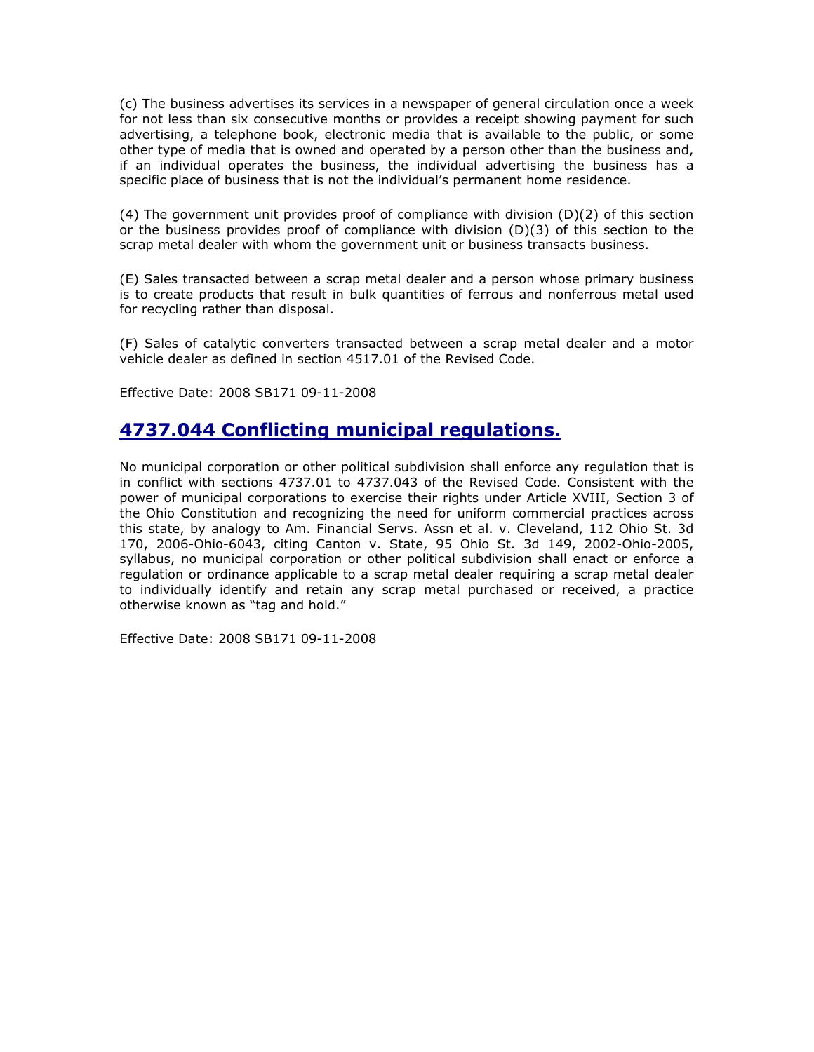(c) The business advertises its services in a newspaper of general circulation once a week for not less than six consecutive months or provides a receipt showing payment for such advertising, a telephone book, electronic media that is available to the public, or some other type of media that is owned and operated by a person other than the business and, if an individual operates the business, the individual advertising the business has a specific place of business that is not the individual's permanent home residence.

(4) The government unit provides proof of compliance with division (D)(2) of this section or the business provides proof of compliance with division (D)(3) of this section to the scrap metal dealer with whom the government unit or business transacts business.

(E) Sales transacted between a scrap metal dealer and a person whose primary business is to create products that result in bulk quantities of ferrous and nonferrous metal used for recycling rather than disposal.

(F) Sales of catalytic converters transacted between a scrap metal dealer and a motor vehicle dealer as defined in section 4517.01 of the Revised Code.

Effective Date: 2008 SB171 09-11-2008

## 4737.044 Conflicting municipal regulations.

No municipal corporation or other political subdivision shall enforce any regulation that is in conflict with sections 4737.01 to 4737.043 of the Revised Code. Consistent with the power of municipal corporations to exercise their rights under Article XVIII, Section 3 of the Ohio Constitution and recognizing the need for uniform commercial practices across this state, by analogy to Am. Financial Servs. Assn et al. v. Cleveland, 112 Ohio St. 3d 170, 2006-Ohio-6043, citing Canton v. State, 95 Ohio St. 3d 149, 2002-Ohio-2005, syllabus, no municipal corporation or other political subdivision shall enact or enforce a regulation or ordinance applicable to a scrap metal dealer requiring a scrap metal dealer to individually identify and retain any scrap metal purchased or received, a practice otherwise known as "tag and hold."

Effective Date: 2008 SB171 09-11-2008